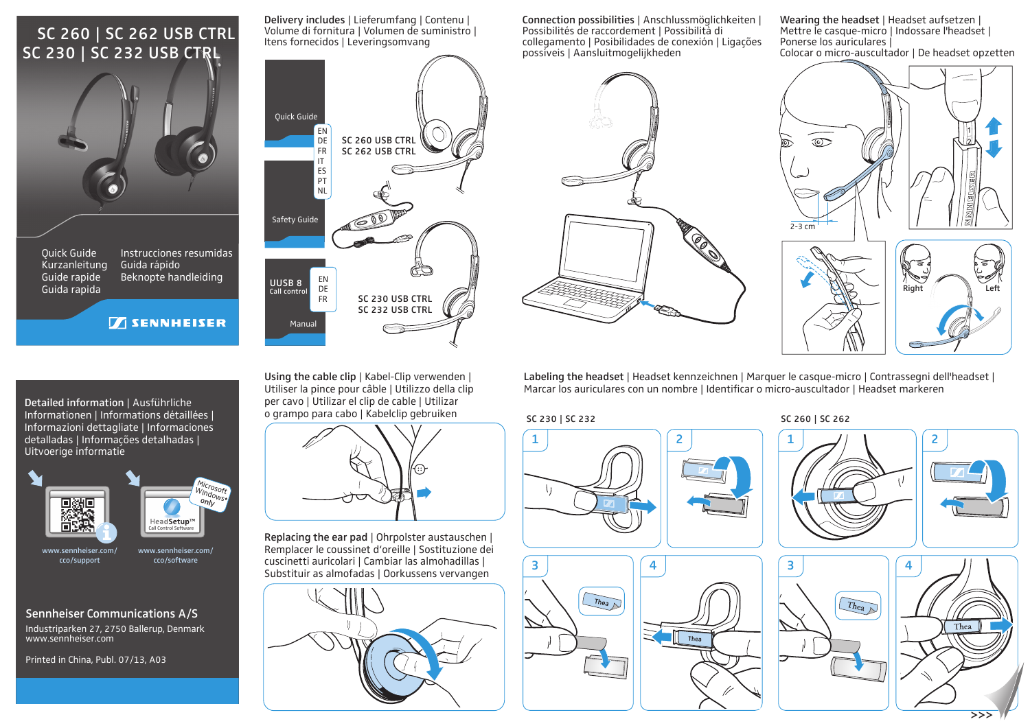# SC 260 | SC 262 USB CTRL
# SC 230 | SC 232 USB CTRL

Quick Guide
Kurzanleitung
Guide rapide
Guida rapida
Instrucciones resumidas
Guía rápido
Beknopte handleiding

SENNHEISER

## Detailed information | Ausführliche Informationen | Informations détaillées | Informazioni dettagliate | Informaciones detalladas | Informações detalhadas | Uitvoerige informatie

www.sennheiser.com/cco/support

Microsoft Windows® only

HeadSetup™ Call Control Software

www.sennheiser.com/cco/software

**Sennheiser Communications A/S**

Industriparken 27, 2750 Ballerup, Denmark
www.sennheiser.com

Printed in China, Publ. 07/13, A03

## Delivery includes | Lieferumfang | Contenu | Volume di fornitura | Volumen de suministro | Itens fornecidos | Leveringsomvang

Quick Guide: EN, DE, FR, IT, ES, PT, NL

Safety Guide

UUSB 8 Call control Manual: EN, DE, FR

SC 260 USB CTRL
SC 262 USB CTRL

SC 230 USB CTRL
SC 232 USB CTRL

## Connection possibilities | Anschlussmöglichkeiten | Possibilités de raccordement | Possibilità di collegamento | Posibilidades de conexión | Ligações possíveis | Aansluitmogelijkheden

## Wearing the headset | Headset aufsetzen | Mettre le casque-micro | Indossare l'headset | Ponerse los auriculares | Colocar o micro-auscultador | De headset opzetten

2-3 cm

Right
Left

## Using the cable clip | Kabel-Clip verwenden | Utiliser la pince pour câble | Utilizzo della clip per cavo | Utilizar el clip de cable | Utilizar o grampo para cabo | Kabelclip gebruiken

## Replacing the ear pad | Ohrpolster austauschen | Remplacer le coussinet d'oreille | Sostituzione dei cuscinetti auricolari | Cambiar las almohadillas | Substituir as almofadas | Oorkussens vervangen

## Labeling the headset | Headset kennzeichnen | Marquer le casque-micro | Contrassegni dell'headset | Marcar los auriculares con un nombre | Identificar o micro-auscultador | Headset markeren

SC 230 | SC 232

1, 2, 3, 4

Thea

SC 260 | SC 262

1, 2, 3, 4

Thea

>>>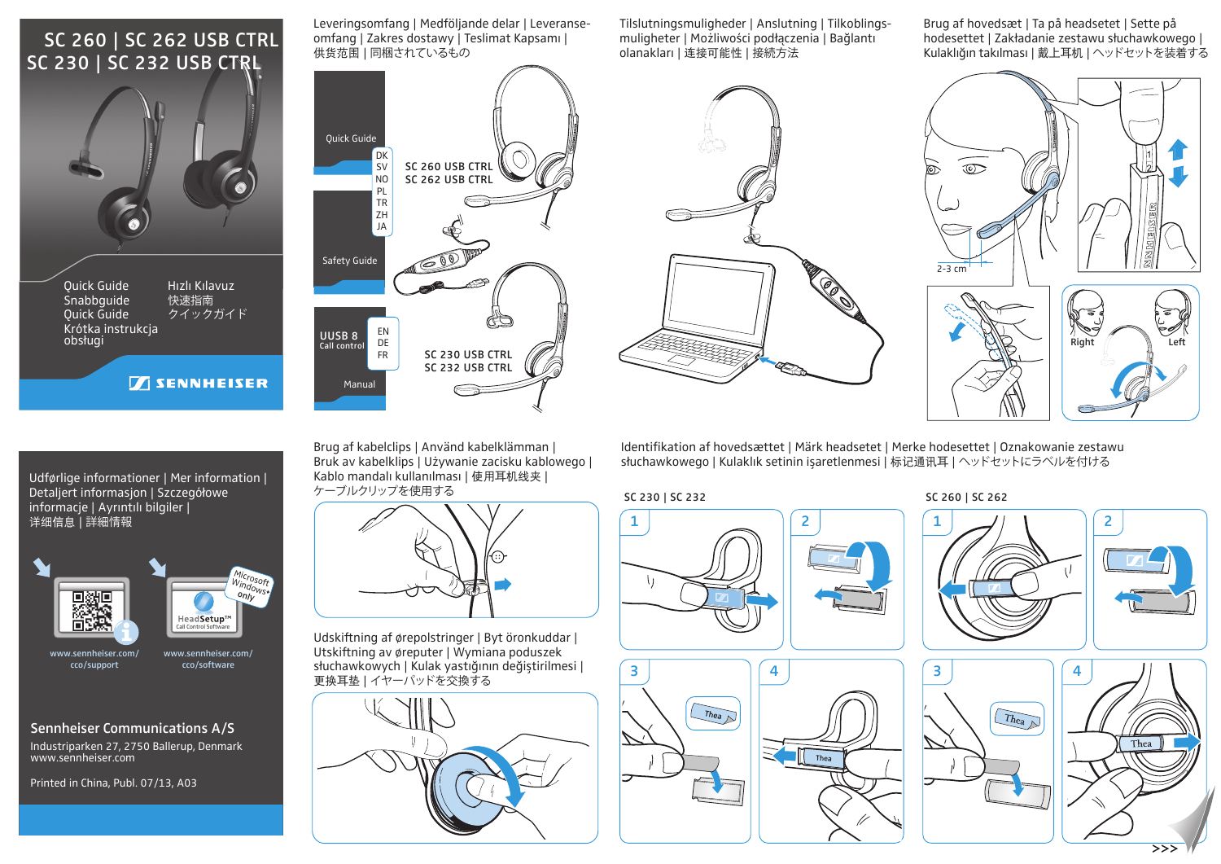# SC 260 | SC 262 USB CTRL
# SC 230 | SC 232 USB CTRL

Quick Guide
Snabbguide
Quick Guide
Krótka instrukcja obsługi
Hızlı Kılavuz
快速指南
クイックガイド

SENNHEISER

Udførlige informationer | Mer information | Detaljert informasjon | Szczegółowe informacje | Ayrıntılı bilgiler | 详细信息 | 詳細情報

www.sennheiser.com/cco/support

Microsoft Windows® only

HeadSetup™ Call Control Software

www.sennheiser.com/cco/software

**Sennheiser Communications A/S**

Industriparken 27, 2750 Ballerup, Denmark
www.sennheiser.com

Printed in China, Publ. 07/13, A03

## Leveringsomfang | Medföljande delar | Leveranse­omfang | Zakres dostawy | Teslimat Kapsamı | 供货范围 | 同梱されているもの

Quick Guide
DK SV NO PL TR ZH JA

Safety Guide

UUSB 8 Call control
EN DE FR
Manual

SC 260 USB CTRL
SC 262 USB CTRL

SC 230 USB CTRL
SC 232 USB CTRL

## Tilslutningsmuligheder | Anslutning | Tilkoblings­muligheter | Możliwości podłączenia | Bağlantı olanakları | 连接可能性 | 接続方法

## Brug af hovedsæt | Ta på headsetet | Sette på hodesettet | Zakładanie zestawu słuchawkowego | Kulaklığın takılması | 戴上耳机 | ヘッドセットを装着する

2–3 cm

Right
Left

## Brug af kabelclips | Använd kabelklämman | Bruk av kabelklips | Używanie zacisku kablowego | Kablo mandalı kullanılması | 使用耳机线夹 | ケーブルクリップを使用する

## Udskiftning af ørepolstringer | Byt öronkuddar | Utskiftning av øreputer | Wymiana poduszek słuchawkowych | Kulak yastığının değiştirilmesi | 更换耳垫 | イヤーパッドを交換する

## Identifikation af hovedsættet | Märk headsetet | Merke hodesettet | Oznakowanie zestawu słuchawkowego | Kulaklık setinin işaretlenmesi | 标记通讯耳 | ヘッドセットにラベルを付ける

SC 230 | SC 232

1 2 3 4

Thea

SC 260 | SC 262

1 2 3 4

Thea

>>>